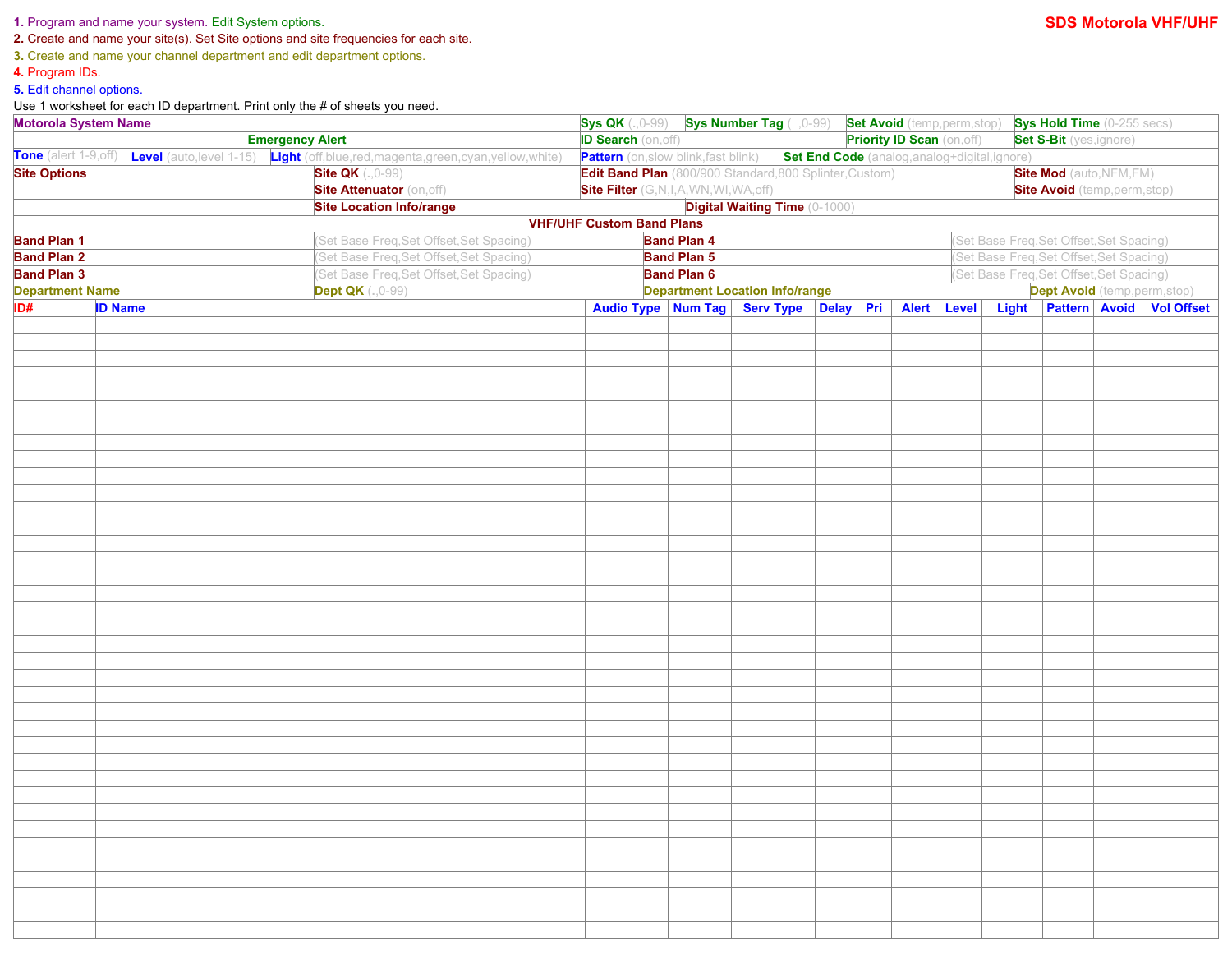1. Program and name your system. Edit System options.
2. Create and name your site(s). Set Site options and site frequencies for each site.
3. Create and name your channel department and edit department options.
4. Program IDs.
5. Edit channel options.

Use 1 worksheet for each ID department. Print only the # of sheets you need.

# SDS Motorola VHF/UHF

| | | |
|---|---|---|
| **Motorola System Name** | **Sys QK** (.,0-99) | **Sys Number Tag** ( ,0-99) |
| **Set Avoid** (temp,perm,stop) | **Sys Hold Time** (0-255 secs) | |
| **Emergency Alert** | **ID Search** (on,off) | **Priority ID Scan** (on,off) |
| **Set S-Bit** (yes,ignore) | | |
| **Tone** (alert 1-9,off) | **Level** (auto,level 1-15) | **Light** (off,blue,red,magenta,green,cyan,yellow,white) |
| **Pattern** (on,slow blink,fast blink) | **Set End Code** (analog,analog+digital,ignore) | |
| **Site Options** | **Site QK** (.,0-99) | **Edit Band Plan** (800/900 Standard,800 Splinter,Custom) |
| **Site Mod** (auto,NFM,FM) | **Site Attenuator** (on,off) | **Site Filter** (G,N,I,A,WN,WI,WA,off) |
| **Site Avoid** (temp,perm,stop) | **Site Location Info/range** | **Digital Waiting Time** (0-1000) |

| **VHF/UHF Custom Band Plans** | | | |
|---|---|---|---|
| **Band Plan 1** | (Set Base Freq,Set Offset,Set Spacing) | **Band Plan 4** | (Set Base Freq,Set Offset,Set Spacing) |
| **Band Plan 2** | (Set Base Freq,Set Offset,Set Spacing) | **Band Plan 5** | (Set Base Freq,Set Offset,Set Spacing) |
| **Band Plan 3** | (Set Base Freq,Set Offset,Set Spacing) | **Band Plan 6** | (Set Base Freq,Set Offset,Set Spacing) |

| | | | |
|---|---|---|---|
| **Department Name** | **Dept QK** (.,0-99) | **Department Location Info/range** | **Dept Avoid** (temp,perm,stop) |

| ID# | ID Name | Audio Type | Num Tag | Serv Type | Delay | Pri | Alert | Level | Light | Pattern | Avoid | Vol Offset |
|---|---|---|---|---|---|---|---|---|---|---|---|---|
| | | | | | | | | | | | | |
| | | | | | | | | | | | | |
| | | | | | | | | | | | | |
| | | | | | | | | | | | | |
| | | | | | | | | | | | | |
| | | | | | | | | | | | | |
| | | | | | | | | | | | | |
| | | | | | | | | | | | | |
| | | | | | | | | | | | | |
| | | | | | | | | | | | | |
| | | | | | | | | | | | | |
| | | | | | | | | | | | | |
| | | | | | | | | | | | | |
| | | | | | | | | | | | | |
| | | | | | | | | | | | | |
| | | | | | | | | | | | | |
| | | | | | | | | | | | | |
| | | | | | | | | | | | | |
| | | | | | | | | | | | | |
| | | | | | | | | | | | | |
| | | | | | | | | | | | | |
| | | | | | | | | | | | | |
| | | | | | | | | | | | | |
| | | | | | | | | | | | | |
| | | | | | | | | | | | | |
| | | | | | | | | | | | | |
| | | | | | | | | | | | | |
| | | | | | | | | | | | | |
| | | | | | | | | | | | | |
| | | | | | | | | | | | | |
| | | | | | | | | | | | | |
| | | | | | | | | | | | | |
| | | | | | | | | | | | | |
| | | | | | | | | | | | | |
| | | | | | | | | | | | | |
| | | | | | | | | | | | | |
| | | | | | | | | | | | | |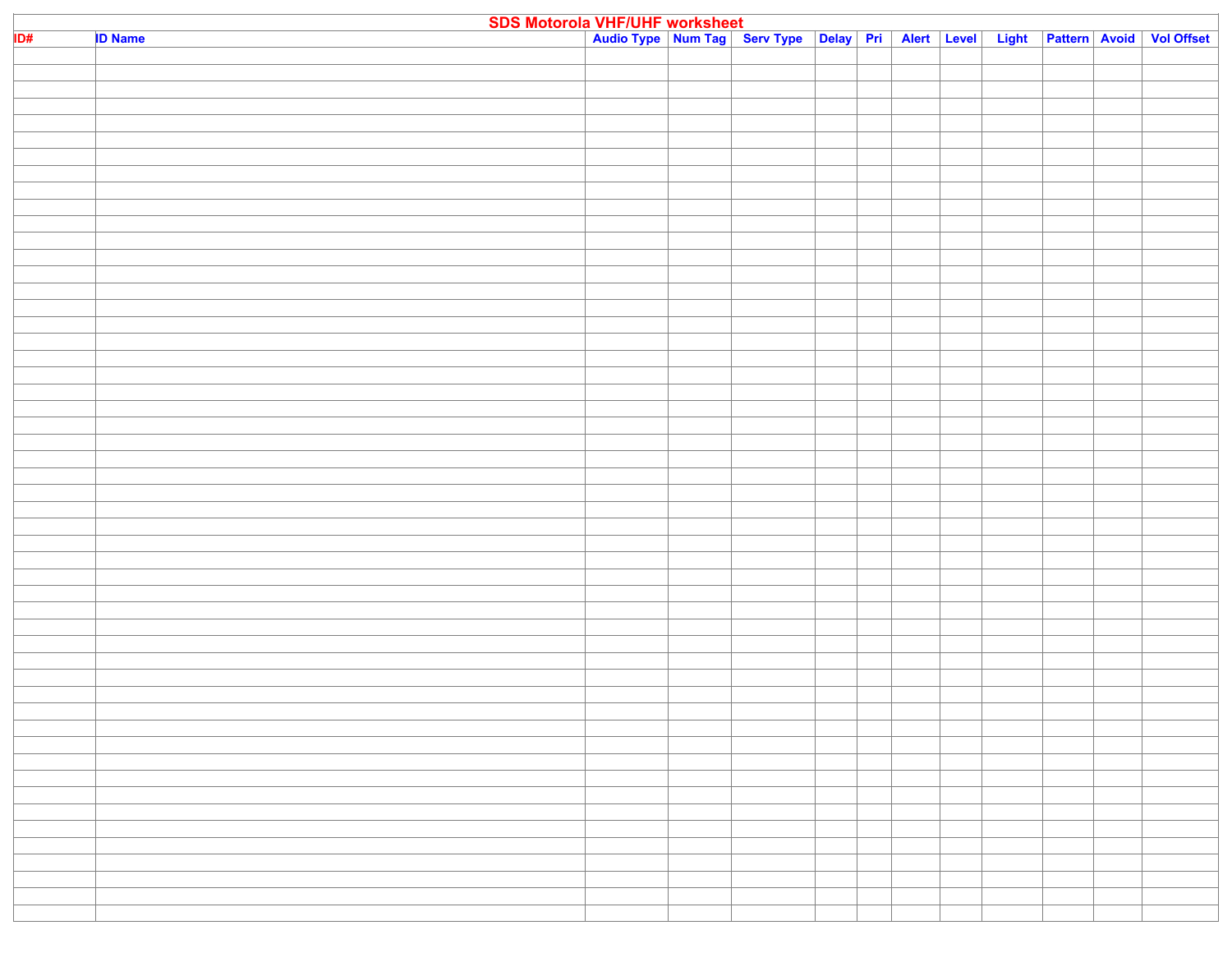# SDS Motorola VHF/UHF worksheet

| ID# | ID Name | Audio Type | Num Tag | Serv Type | Delay | Pri | Alert | Level | Light | Pattern | Avoid | Vol Offset |
|---|---|---|---|---|---|---|---|---|---|---|---|---|
| | | | | | | | | | | | | |
| | | | | | | | | | | | | |
| | | | | | | | | | | | | |
| | | | | | | | | | | | | |
| | | | | | | | | | | | | |
| | | | | | | | | | | | | |
| | | | | | | | | | | | | |
| | | | | | | | | | | | | |
| | | | | | | | | | | | | |
| | | | | | | | | | | | | |
| | | | | | | | | | | | | |
| | | | | | | | | | | | | |
| | | | | | | | | | | | | |
| | | | | | | | | | | | | |
| | | | | | | | | | | | | |
| | | | | | | | | | | | | |
| | | | | | | | | | | | | |
| | | | | | | | | | | | | |
| | | | | | | | | | | | | |
| | | | | | | | | | | | | |
| | | | | | | | | | | | | |
| | | | | | | | | | | | | |
| | | | | | | | | | | | | |
| | | | | | | | | | | | | |
| | | | | | | | | | | | | |
| | | | | | | | | | | | | |
| | | | | | | | | | | | | |
| | | | | | | | | | | | | |
| | | | | | | | | | | | | |
| | | | | | | | | | | | | |
| | | | | | | | | | | | | |
| | | | | | | | | | | | | |
| | | | | | | | | | | | | |
| | | | | | | | | | | | | |
| | | | | | | | | | | | | |
| | | | | | | | | | | | | |
| | | | | | | | | | | | | |
| | | | | | | | | | | | | |
| | | | | | | | | | | | | |
| | | | | | | | | | | | | |
| | | | | | | | | | | | | |
| | | | | | | | | | | | | |
| | | | | | | | | | | | | |
| | | | | | | | | | | | | |
| | | | | | | | | | | | | |
| | | | | | | | | | | | | |
| | | | | | | | | | | | | |
| | | | | | | | | | | | | |
| | | | | | | | | | | | | |
| | | | | | | | | | | | | |
| | | | | | | | | | | | | |
| | | | | | | | | | | | | |